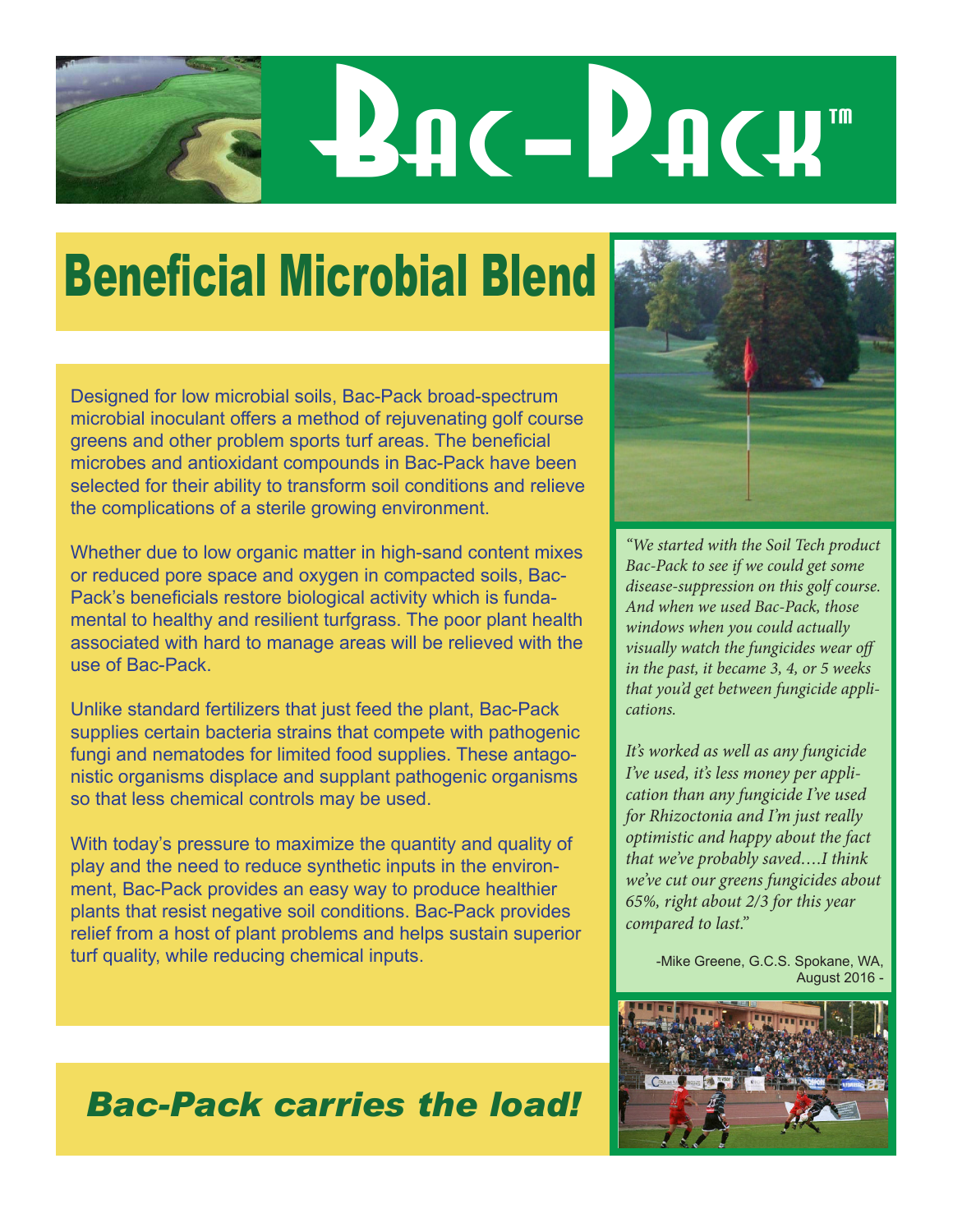# Bac-Pack™

## Beneficial Microbial Blend

Designed for low microbial soils, Bac-Pack broad-spectrum microbial inoculant offers a method of rejuvenating golf course greens and other problem sports turf areas. The beneficial microbes and antioxidant compounds in Bac-Pack have been selected for their ability to transform soil conditions and relieve the complications of a sterile growing environment.

Whether due to low organic matter in high-sand content mixes or reduced pore space and oxygen in compacted soils, Bac-Pack's beneficials restore biological activity which is fundamental to healthy and resilient turfgrass. The poor plant health associated with hard to manage areas will be relieved with the use of Bac-Pack.

Unlike standard fertilizers that just feed the plant, Bac-Pack supplies certain bacteria strains that compete with pathogenic fungi and nematodes for limited food supplies. These antagonistic organisms displace and supplant pathogenic organisms so that less chemical controls may be used.

With today's pressure to maximize the quantity and quality of play and the need to reduce synthetic inputs in the environment, Bac-Pack provides an easy way to produce healthier plants that resist negative soil conditions. Bac-Pack provides relief from a host of plant problems and helps sustain superior turf quality, while reducing chemical inputs.

*"We started with the Soil Tech product Bac-Pack to see if we could get some disease-suppression on this golf course. And when we used Bac-Pack, those windows when you could actually visually watch the fungicides wear off in the past, it became 3, 4, or 5 weeks that you'd get between fungicide applications.*

*It's worked as well as any fungicide I've used, it's less money per application than any fungicide I've used for Rhizoctonia and I'm just really optimistic and happy about the fact that we've probably saved….I think we've cut our greens fungicides about 65%, right about 2/3 for this year compared to last."*

-Mike Greene, G.C.S. Spokane, WA, August 2016 -

***Bac-Pack carries the load!***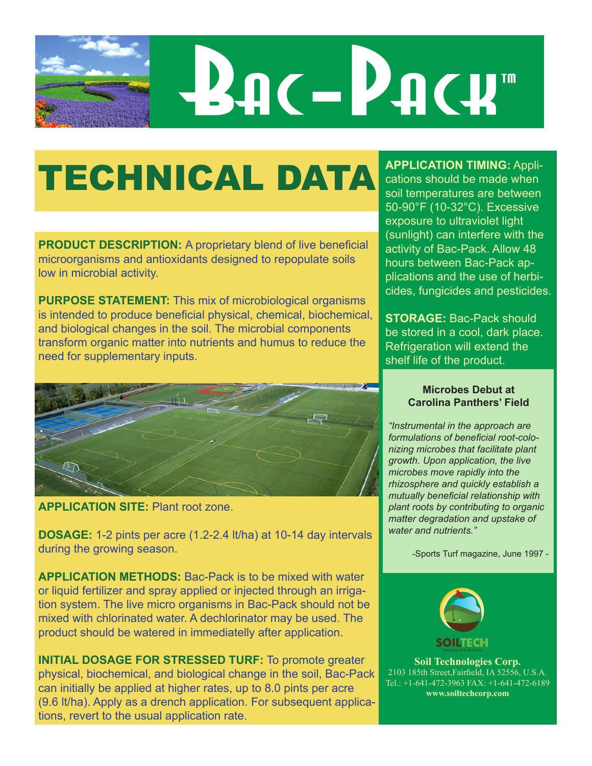# Bac-Pack™

## TECHNICAL DATA

**PRODUCT DESCRIPTION:** A proprietary blend of live beneficial microorganisms and antioxidants designed to repopulate soils low in microbial activity.

**PURPOSE STATEMENT:** This mix of microbiological organisms is intended to produce beneficial physical, chemical, biochemical, and biological changes in the soil. The microbial components transform organic matter into nutrients and humus to reduce the need for supplementary inputs.

**APPLICATION SITE:** Plant root zone.

**DOSAGE:** 1-2 pints per acre (1.2-2.4 lt/ha) at 10-14 day intervals during the growing season.

**APPLICATION METHODS:** Bac-Pack is to be mixed with water or liquid fertilizer and spray applied or injected through an irrigation system. The live micro organisms in Bac-Pack should not be mixed with chlorinated water. A dechlorinator may be used. The product should be watered in immediately after application.

**INITIAL DOSAGE FOR STRESSED TURF:** To promote greater physical, biochemical, and biological change in the soil, Bac-Pack can initially be applied at higher rates, up to 8.0 pints per acre (9.6 lt/ha). Apply as a drench application. For subsequent applications, revert to the usual application rate.

**APPLICATION TIMING:** Applications should be made when soil temperatures are between 50-90°F (10-32°C). Excessive exposure to ultraviolet light (sunlight) can interfere with the activity of Bac-Pack. Allow 48 hours between Bac-Pack applications and the use of herbicides, fungicides and pesticides.

**STORAGE:** Bac-Pack should be stored in a cool, dark place. Refrigeration will extend the shelf life of the product.

**Microbes Debut at Carolina Panthers' Field**

*"Instrumental in the approach are formulations of beneficial root-colonizing microbes that facilitate plant growth. Upon application, the live microbes move rapidly into the rhizosphere and quickly establish a mutually beneficial relationship with plant roots by contributing to organic matter degradation and upstake of water and nutrients."*

-Sports Turf magazine, June 1997 -

SOILTECH
Teaming With Biology

**Soil Technologies Corp.**
2103 185th Street, Fairfield, IA 52556, U.S.A.
Tel.: +1-641-472-3963 FAX: +1-641-472-6189
**www.soiltechcorp.com**